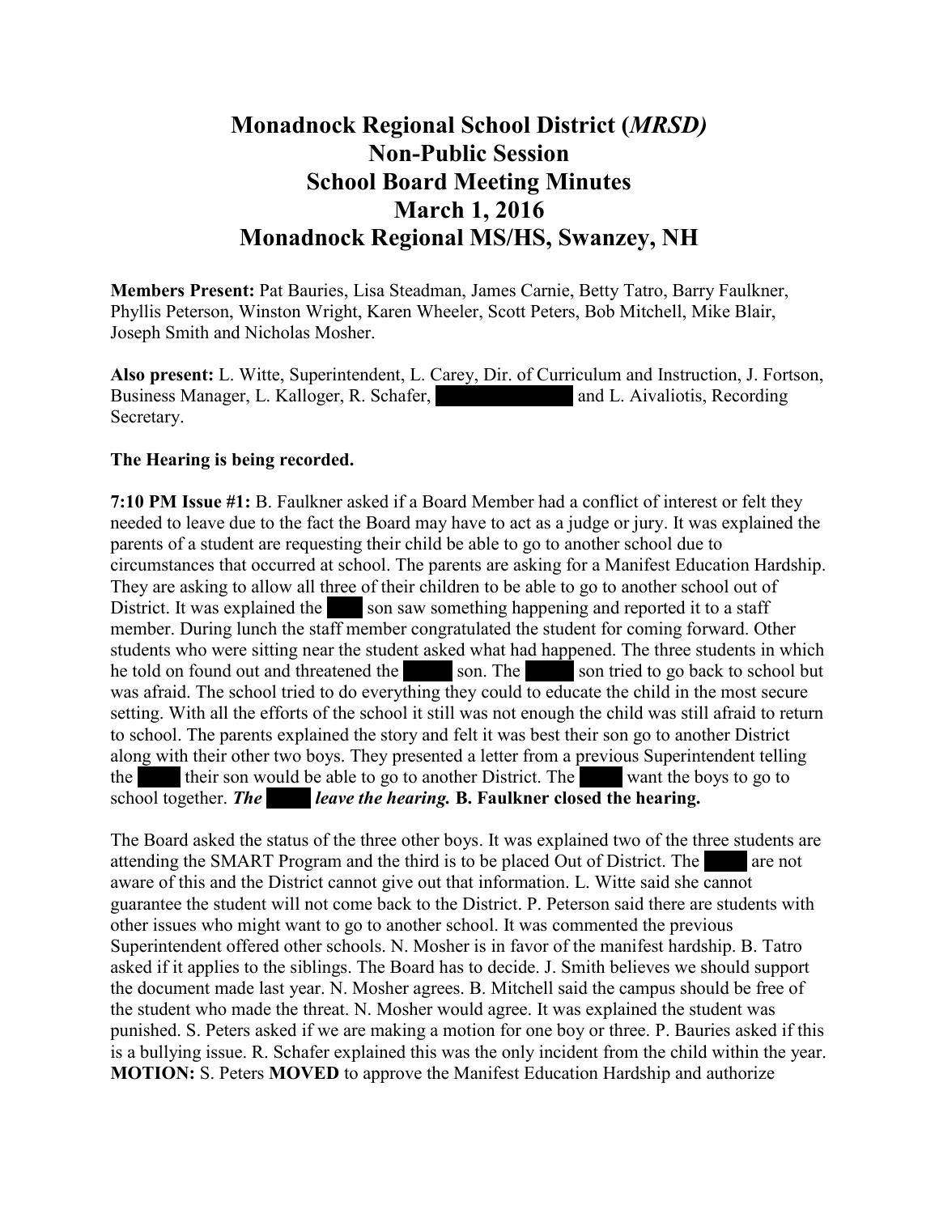# Monadnock Regional School District (*MRSD)*
# Non-Public Session
# School Board Meeting Minutes
# March 1, 2016
# Monadnock Regional MS/HS, Swanzey, NH

**Members Present:** Pat Bauries, Lisa Steadman, James Carnie, Betty Tatro, Barry Faulkner, Phyllis Peterson, Winston Wright, Karen Wheeler, Scott Peters, Bob Mitchell, Mike Blair, Joseph Smith and Nicholas Mosher.

**Also present:** L. Witte, Superintendent, L. Carey, Dir. of Curriculum and Instruction, J. Fortson, Business Manager, L. Kalloger, R. Schafer, [REDACTED] and L. Aivaliotis, Recording Secretary.

**The Hearing is being recorded.**

**7:10 PM Issue #1:** B. Faulkner asked if a Board Member had a conflict of interest or felt they needed to leave due to the fact the Board may have to act as a judge or jury. It was explained the parents of a student are requesting their child be able to go to another school due to circumstances that occurred at school. The parents are asking for a Manifest Education Hardship. They are asking to allow all three of their children to be able to go to another school out of District. It was explained the [REDACTED] son saw something happening and reported it to a staff member. During lunch the staff member congratulated the student for coming forward. Other students who were sitting near the student asked what had happened. The three students in which he told on found out and threatened the [REDACTED] son. The [REDACTED] son tried to go back to school but was afraid. The school tried to do everything they could to educate the child in the most secure setting. With all the efforts of the school it still was not enough the child was still afraid to return to school. The parents explained the story and felt it was best their son go to another District along with their other two boys. They presented a letter from a previous Superintendent telling the [REDACTED] their son would be able to go to another District. The [REDACTED] want the boys to go to school together. ***The [REDACTED] leave the hearing.*** **B. Faulkner closed the hearing.**

The Board asked the status of the three other boys. It was explained two of the three students are attending the SMART Program and the third is to be placed Out of District. The [REDACTED] are not aware of this and the District cannot give out that information. L. Witte said she cannot guarantee the student will not come back to the District. P. Peterson said there are students with other issues who might want to go to another school. It was commented the previous Superintendent offered other schools. N. Mosher is in favor of the manifest hardship. B. Tatro asked if it applies to the siblings. The Board has to decide. J. Smith believes we should support the document made last year. N. Mosher agrees. B. Mitchell said the campus should be free of the student who made the threat. N. Mosher would agree. It was explained the student was punished. S. Peters asked if we are making a motion for one boy or three. P. Bauries asked if this is a bullying issue. R. Schafer explained this was the only incident from the child within the year. **MOTION:** S. Peters **MOVED** to approve the Manifest Education Hardship and authorize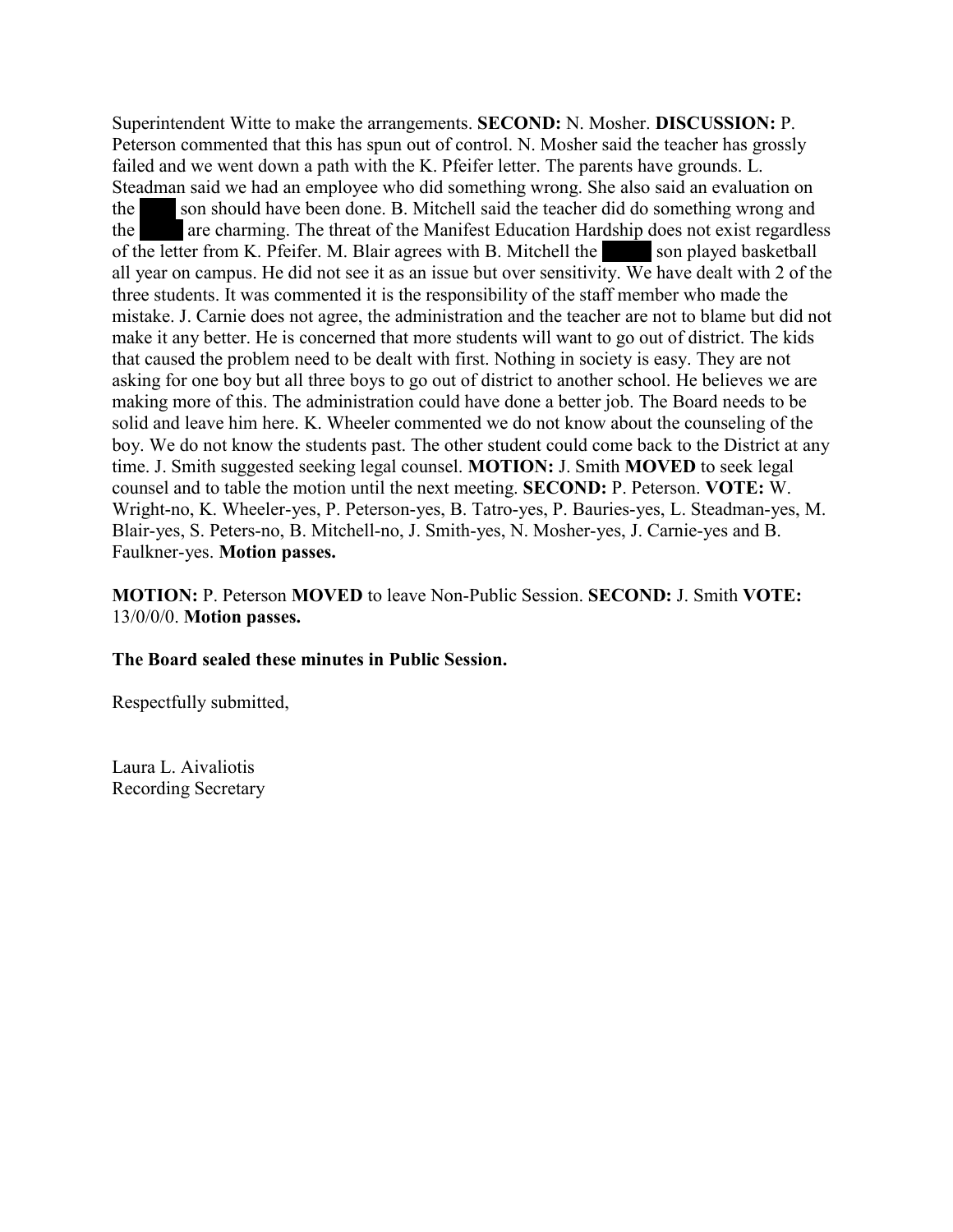Superintendent Witte to make the arrangements. **SECOND:** N. Mosher. **DISCUSSION:** P. Peterson commented that this has spun out of control. N. Mosher said the teacher has grossly failed and we went down a path with the K. Pfeifer letter. The parents have grounds. L. Steadman said we had an employee who did something wrong. She also said an evaluation on the ██ son should have been done. B. Mitchell said the teacher did do something wrong and the ██ are charming. The threat of the Manifest Education Hardship does not exist regardless of the letter from K. Pfeifer. M. Blair agrees with B. Mitchell the ██ son played basketball all year on campus. He did not see it as an issue but over sensitivity. We have dealt with 2 of the three students. It was commented it is the responsibility of the staff member who made the mistake. J. Carnie does not agree, the administration and the teacher are not to blame but did not make it any better. He is concerned that more students will want to go out of district. The kids that caused the problem need to be dealt with first. Nothing in society is easy. They are not asking for one boy but all three boys to go out of district to another school. He believes we are making more of this. The administration could have done a better job. The Board needs to be solid and leave him here. K. Wheeler commented we do not know about the counseling of the boy. We do not know the students past. The other student could come back to the District at any time. J. Smith suggested seeking legal counsel. **MOTION:** J. Smith **MOVED** to seek legal counsel and to table the motion until the next meeting. **SECOND:** P. Peterson. **VOTE:** W. Wright-no, K. Wheeler-yes, P. Peterson-yes, B. Tatro-yes, P. Bauries-yes, L. Steadman-yes, M. Blair-yes, S. Peters-no, B. Mitchell-no, J. Smith-yes, N. Mosher-yes, J. Carnie-yes and B. Faulkner-yes. **Motion passes.**

**MOTION:** P. Peterson **MOVED** to leave Non-Public Session. **SECOND:** J. Smith **VOTE:** 13/0/0/0. **Motion passes.**

**The Board sealed these minutes in Public Session.**

Respectfully submitted,

Laura L. Aivaliotis
Recording Secretary